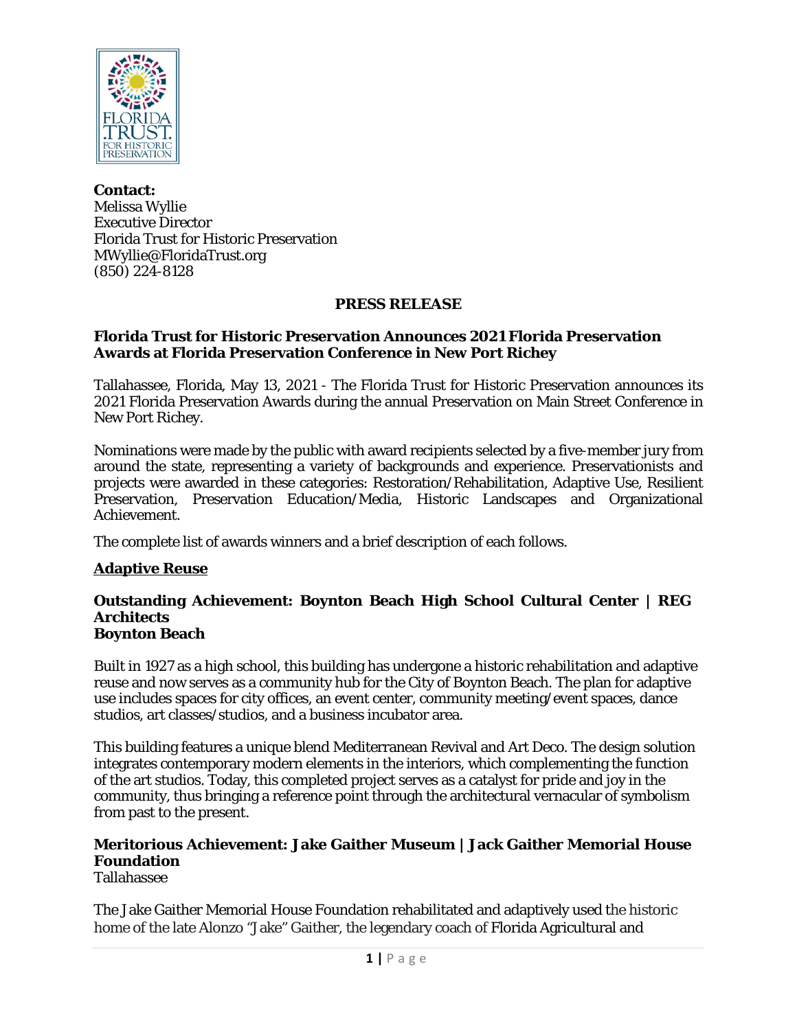**Contact:**
Melissa Wyllie
Executive Director
Florida Trust for Historic Preservation
MWyllie@FloridaTrust.org
(850) 224-8128

**PRESS RELEASE**

**Florida Trust for Historic Preservation Announces 2021 Florida Preservation Awards at Florida Preservation Conference in New Port Richey**

Tallahassee, Florida, May 13, 2021 - The Florida Trust for Historic Preservation announces its 2021 Florida Preservation Awards during the annual Preservation on Main Street Conference in New Port Richey.

Nominations were made by the public with award recipients selected by a five-member jury from around the state, representing a variety of backgrounds and experience. Preservationists and projects were awarded in these categories: Restoration/Rehabilitation, Adaptive Use, Resilient Preservation, Preservation Education/Media, Historic Landscapes and Organizational Achievement.

The complete list of awards winners and a brief description of each follows.

## Adaptive Reuse

### Outstanding Achievement: Boynton Beach High School Cultural Center | REG Architects
**Boynton Beach**

Built in 1927 as a high school, this building has undergone a historic rehabilitation and adaptive reuse and now serves as a community hub for the City of Boynton Beach. The plan for adaptive use includes spaces for city offices, an event center, community meeting/event spaces, dance studios, art classes/studios, and a business incubator area.

This building features a unique blend Mediterranean Revival and Art Deco. The design solution integrates contemporary modern elements in the interiors, which complementing the function of the art studios. Today, this completed project serves as a catalyst for pride and joy in the community, thus bringing a reference point through the architectural vernacular of symbolism from past to the present.

### Meritorious Achievement: Jake Gaither Museum | Jack Gaither Memorial House Foundation
Tallahassee

The Jake Gaither Memorial House Foundation rehabilitated and adaptively used the historic home of the late Alonzo "Jake" Gaither, the legendary coach of Florida Agricultural and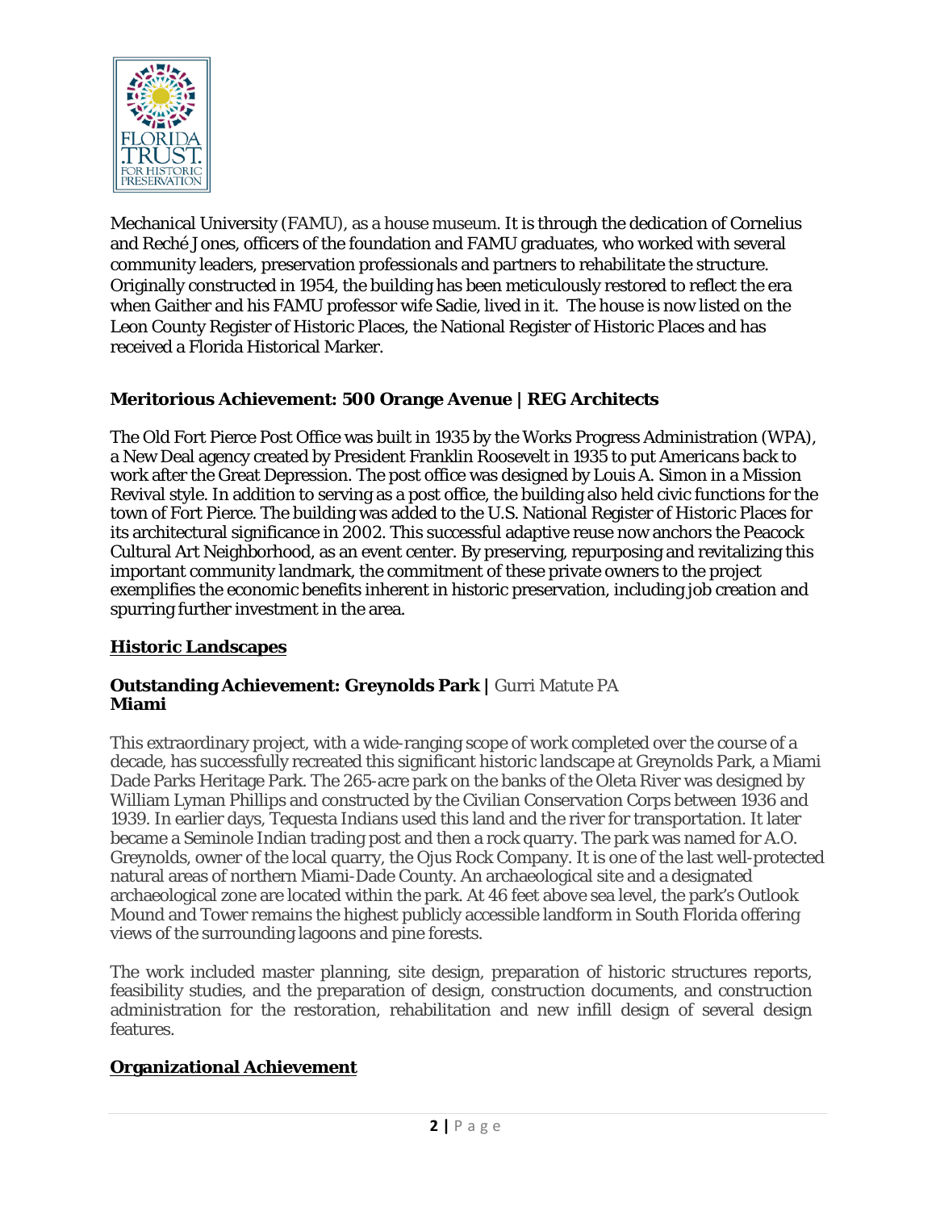Mechanical University (FAMU), as a house museum. It is through the dedication of Cornelius and Reché Jones, officers of the foundation and FAMU graduates, who worked with several community leaders, preservation professionals and partners to rehabilitate the structure. Originally constructed in 1954, the building has been meticulously restored to reflect the era when Gaither and his FAMU professor wife Sadie, lived in it. The house is now listed on the Leon County Register of Historic Places, the National Register of Historic Places and has received a Florida Historical Marker.

**Meritorious Achievement: 500 Orange Avenue | REG Architects**

The Old Fort Pierce Post Office was built in 1935 by the Works Progress Administration (WPA), a New Deal agency created by President Franklin Roosevelt in 1935 to put Americans back to work after the Great Depression. The post office was designed by Louis A. Simon in a Mission Revival style. In addition to serving as a post office, the building also held civic functions for the town of Fort Pierce. The building was added to the U.S. National Register of Historic Places for its architectural significance in 2002. This successful adaptive reuse now anchors the Peacock Cultural Art Neighborhood, as an event center. By preserving, repurposing and revitalizing this important community landmark, the commitment of these private owners to the project exemplifies the economic benefits inherent in historic preservation, including job creation and spurring further investment in the area.

## Historic Landscapes

**Outstanding Achievement: Greynolds Park |** Gurri Matute PA
**Miami**

This extraordinary project, with a wide-ranging scope of work completed over the course of a decade, has successfully recreated this significant historic landscape at Greynolds Park, a Miami Dade Parks Heritage Park. The 265-acre park on the banks of the Oleta River was designed by William Lyman Phillips and constructed by the Civilian Conservation Corps between 1936 and 1939. In earlier days, Tequesta Indians used this land and the river for transportation. It later became a Seminole Indian trading post and then a rock quarry. The park was named for A.O. Greynolds, owner of the local quarry, the Ojus Rock Company. It is one of the last well-protected natural areas of northern Miami-Dade County. An archaeological site and a designated archaeological zone are located within the park. At 46 feet above sea level, the park's Outlook Mound and Tower remains the highest publicly accessible landform in South Florida offering views of the surrounding lagoons and pine forests.

The work included master planning, site design, preparation of historic structures reports, feasibility studies, and the preparation of design, construction documents, and construction administration for the restoration, rehabilitation and new infill design of several design features.

## Organizational Achievement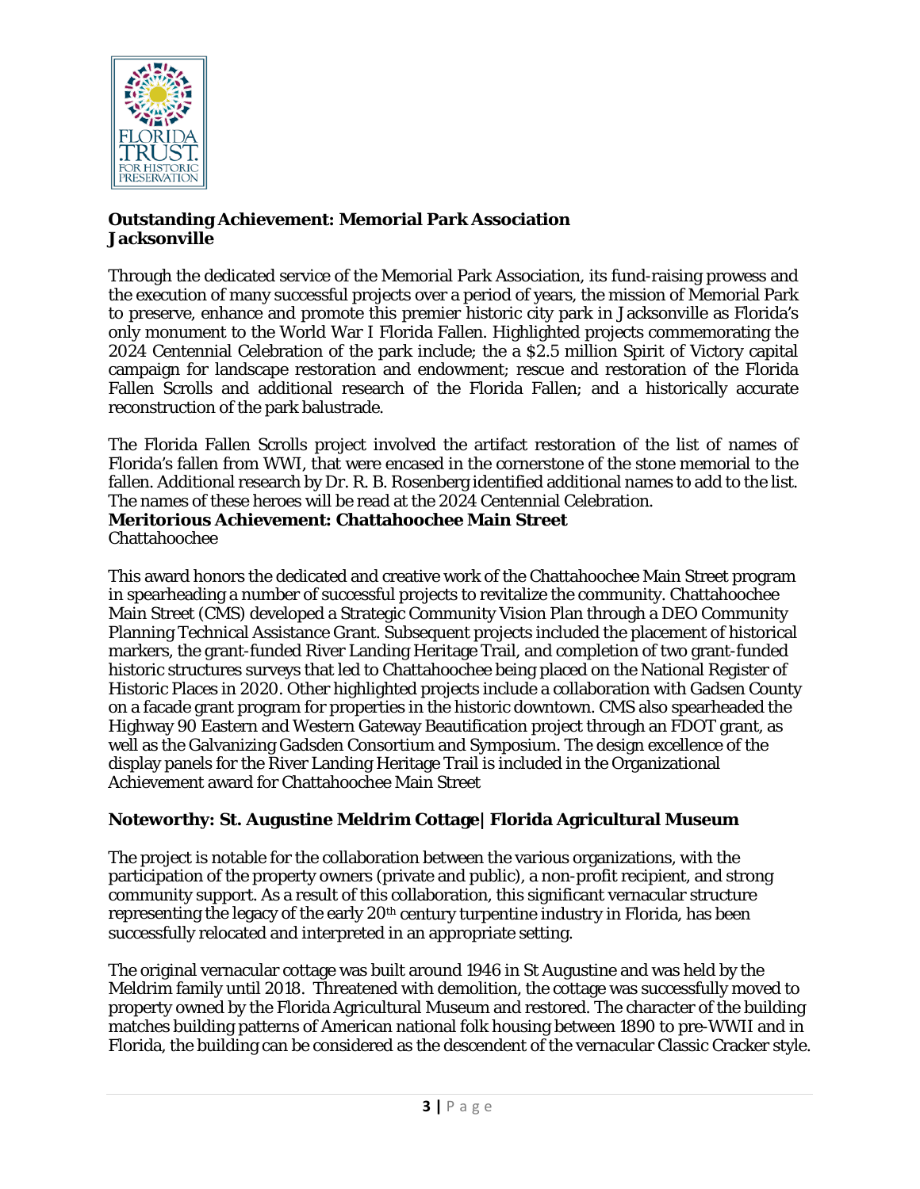**Outstanding Achievement: Memorial Park Association**
**Jacksonville**

Through the dedicated service of the Memorial Park Association, its fund-raising prowess and the execution of many successful projects over a period of years, the mission of Memorial Park to preserve, enhance and promote this premier historic city park in Jacksonville as Florida's only monument to the World War I Florida Fallen. Highlighted projects commemorating the 2024 Centennial Celebration of the park include; the a $2.5 million Spirit of Victory capital campaign for landscape restoration and endowment; rescue and restoration of the Florida Fallen Scrolls and additional research of the Florida Fallen; and a historically accurate reconstruction of the park balustrade.

The Florida Fallen Scrolls project involved the artifact restoration of the list of names of Florida's fallen from WWI, that were encased in the cornerstone of the stone memorial to the fallen. Additional research by Dr. R. B. Rosenberg identified additional names to add to the list. The names of these heroes will be read at the 2024 Centennial Celebration.

**Meritorious Achievement: Chattahoochee Main Street**
Chattahoochee

This award honors the dedicated and creative work of the Chattahoochee Main Street program in spearheading a number of successful projects to revitalize the community. Chattahoochee Main Street (CMS) developed a Strategic Community Vision Plan through a DEO Community Planning Technical Assistance Grant. Subsequent projects included the placement of historical markers, the grant-funded River Landing Heritage Trail, and completion of two grant-funded historic structures surveys that led to Chattahoochee being placed on the National Register of Historic Places in 2020. Other highlighted projects include a collaboration with Gadsen County on a facade grant program for properties in the historic downtown. CMS also spearheaded the Highway 90 Eastern and Western Gateway Beautification project through an FDOT grant, as well as the Galvanizing Gadsden Consortium and Symposium. The design excellence of the display panels for the River Landing Heritage Trail is included in the Organizational Achievement award for Chattahoochee Main Street

**Noteworthy: St. Augustine Meldrim Cottage| Florida Agricultural Museum**

The project is notable for the collaboration between the various organizations, with the participation of the property owners (private and public), a non-profit recipient, and strong community support. As a result of this collaboration, this significant vernacular structure representing the legacy of the early 20th century turpentine industry in Florida, has been successfully relocated and interpreted in an appropriate setting.

The original vernacular cottage was built around 1946 in St Augustine and was held by the Meldrim family until 2018. Threatened with demolition, the cottage was successfully moved to property owned by the Florida Agricultural Museum and restored. The character of the building matches building patterns of American national folk housing between 1890 to pre-WWII and in Florida, the building can be considered as the descendent of the vernacular Classic Cracker style.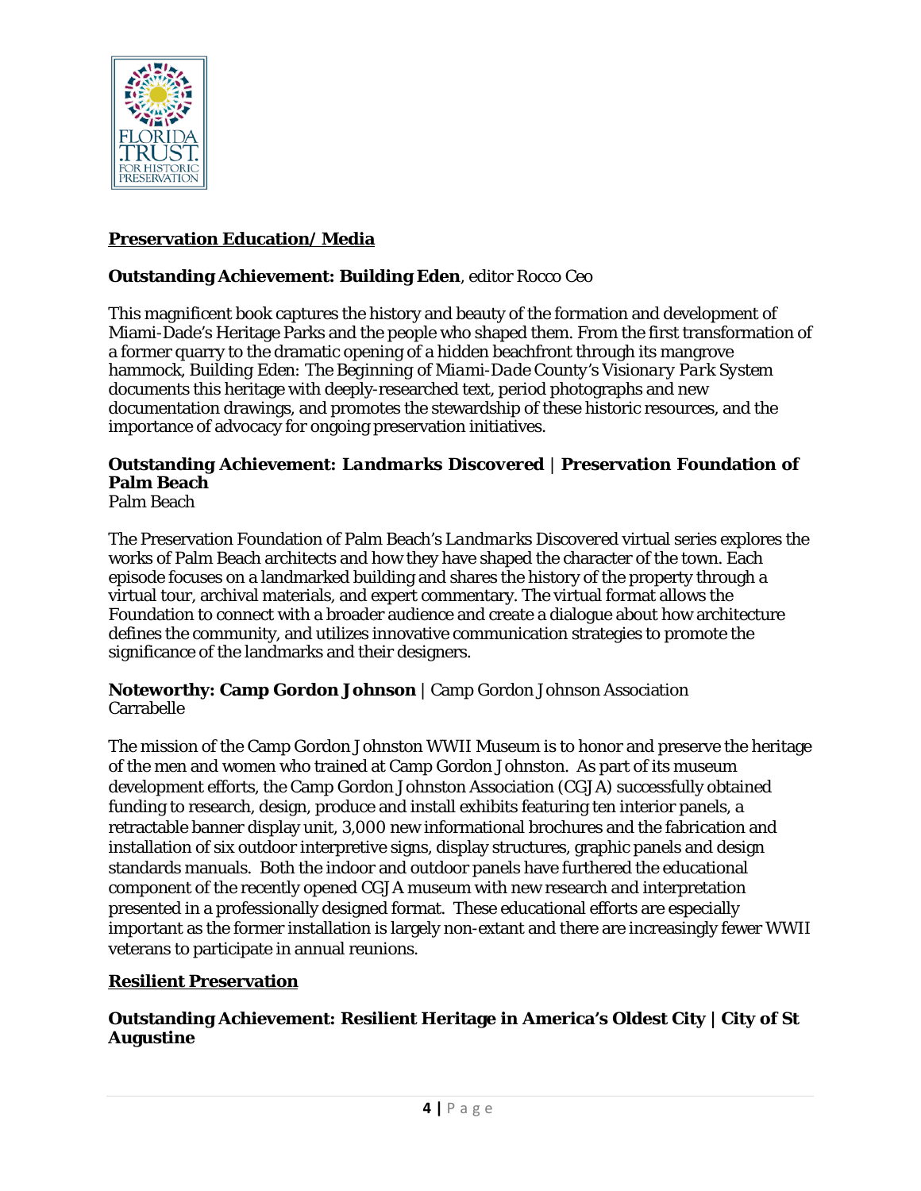## Preservation Education/ Media

**Outstanding Achievement: Building Eden**, editor Rocco Ceo

This magnificent book captures the history and beauty of the formation and development of Miami-Dade's Heritage Parks and the people who shaped them. From the first transformation of a former quarry to the dramatic opening of a hidden beachfront through its mangrove hammock, Building Eden: *The Beginning of Miami-Dade County's Visionary Park System* documents this heritage with deeply-researched text, period photographs and new documentation drawings, and promotes the stewardship of these historic resources, and the importance of advocacy for ongoing preservation initiatives.

**Outstanding Achievement: *Landmarks Discovered* | Preservation Foundation of Palm Beach**
Palm Beach

The Preservation Foundation of Palm Beach's *Landmarks Discovered* virtual series explores the works of Palm Beach architects and how they have shaped the character of the town. Each episode focuses on a landmarked building and shares the history of the property through a virtual tour, archival materials, and expert commentary. The virtual format allows the Foundation to connect with a broader audience and create a dialogue about how architecture defines the community, and utilizes innovative communication strategies to promote the significance of the landmarks and their designers.

**Noteworthy: Camp Gordon Johnson |** Camp Gordon Johnson Association
Carrabelle

The mission of the Camp Gordon Johnston WWII Museum is to honor and preserve the heritage of the men and women who trained at Camp Gordon Johnston. As part of its museum development efforts, the Camp Gordon Johnston Association (CGJA) successfully obtained funding to research, design, produce and install exhibits featuring ten interior panels, a retractable banner display unit, 3,000 new informational brochures and the fabrication and installation of six outdoor interpretive signs, display structures, graphic panels and design standards manuals. Both the indoor and outdoor panels have furthered the educational component of the recently opened CGJA museum with new research and interpretation presented in a professionally designed format. These educational efforts are especially important as the former installation is largely non-extant and there are increasingly fewer WWII veterans to participate in annual reunions.

## Resilient Preservation

**Outstanding Achievement: Resilient Heritage in America's Oldest City | City of St Augustine**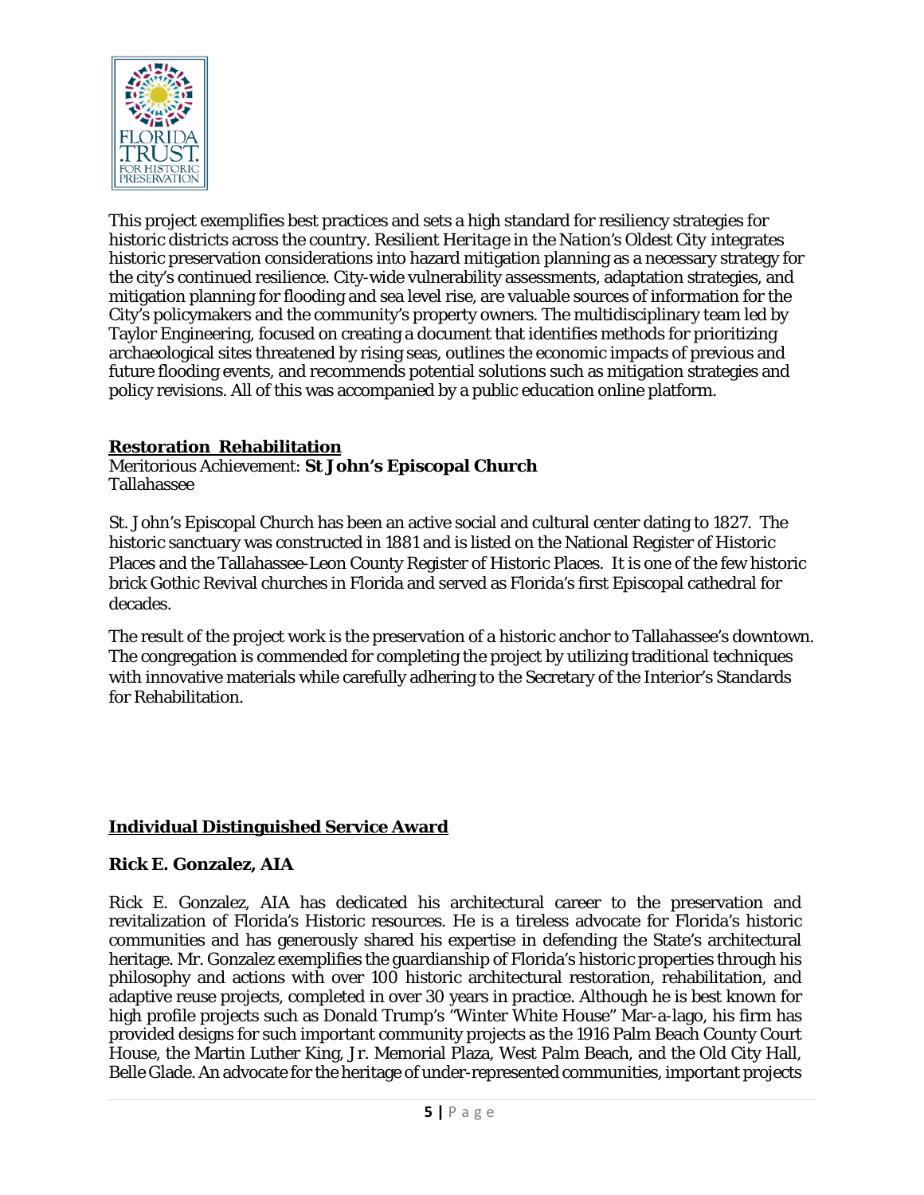This project exemplifies best practices and sets a high standard for resiliency strategies for historic districts across the country. *Resilient Heritage in the Nation's Oldest City* integrates historic preservation considerations into hazard mitigation planning as a necessary strategy for the city's continued resilience. City-wide vulnerability assessments, adaptation strategies, and mitigation planning for flooding and sea level rise, are valuable sources of information for the City's policymakers and the community's property owners. The multidisciplinary team led by Taylor Engineering, focused on creating a document that identifies methods for prioritizing archaeological sites threatened by rising seas, outlines the economic impacts of previous and future flooding events, and recommends potential solutions such as mitigation strategies and policy revisions. All of this was accompanied by a public education online platform.

## Restoration Rehabilitation

Meritorious Achievement: **St John's Episcopal Church**
Tallahassee

St. John's Episcopal Church has been an active social and cultural center dating to 1827. The historic sanctuary was constructed in 1881 and is listed on the National Register of Historic Places and the Tallahassee-Leon County Register of Historic Places. It is one of the few historic brick Gothic Revival churches in Florida and served as Florida's first Episcopal cathedral for decades.

The result of the project work is the preservation of a historic anchor to Tallahassee's downtown. The congregation is commended for completing the project by utilizing traditional techniques with innovative materials while carefully adhering to the Secretary of the Interior's Standards for Rehabilitation.

## Individual Distinguished Service Award

**Rick E. Gonzalez, AIA**

Rick E. Gonzalez, AIA has dedicated his architectural career to the preservation and revitalization of Florida's Historic resources. He is a tireless advocate for Florida's historic communities and has generously shared his expertise in defending the State's architectural heritage. Mr. Gonzalez exemplifies the guardianship of Florida's historic properties through his philosophy and actions with over 100 historic architectural restoration, rehabilitation, and adaptive reuse projects, completed in over 30 years in practice. Although he is best known for high profile projects such as Donald Trump's "Winter White House" Mar-a-lago, his firm has provided designs for such important community projects as the 1916 Palm Beach County Court House, the Martin Luther King, Jr. Memorial Plaza, West Palm Beach, and the Old City Hall, Belle Glade. An advocate for the heritage of under-represented communities, important projects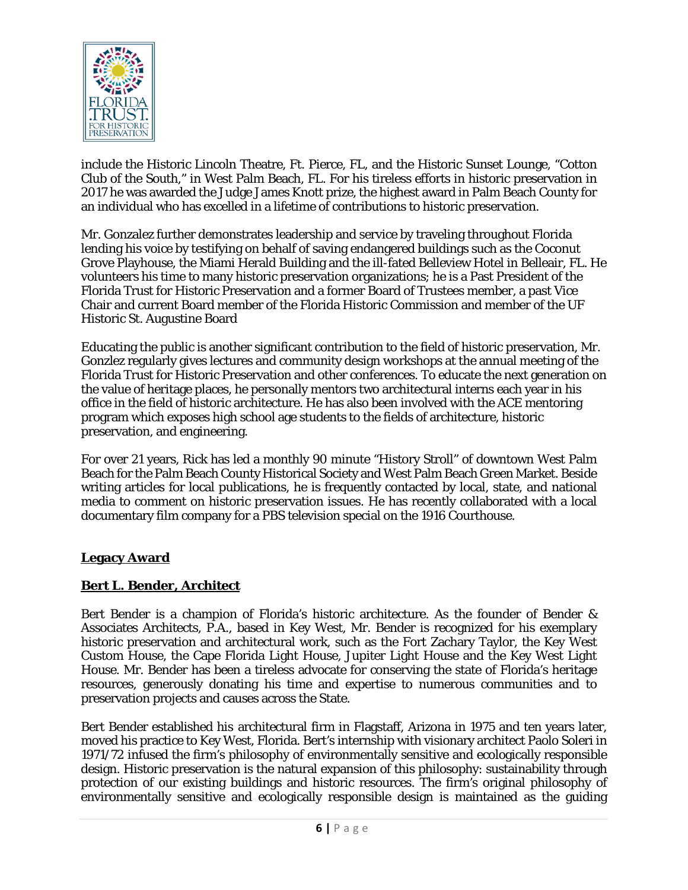include the Historic Lincoln Theatre, Ft. Pierce, FL, and the Historic Sunset Lounge, "Cotton Club of the South," in West Palm Beach, FL. For his tireless efforts in historic preservation in 2017 he was awarded the Judge James Knott prize, the highest award in Palm Beach County for an individual who has excelled in a lifetime of contributions to historic preservation.

Mr. Gonzalez further demonstrates leadership and service by traveling throughout Florida lending his voice by testifying on behalf of saving endangered buildings such as the Coconut Grove Playhouse, the Miami Herald Building and the ill-fated Belleview Hotel in Belleair, FL. He volunteers his time to many historic preservation organizations; he is a Past President of the Florida Trust for Historic Preservation and a former Board of Trustees member, a past Vice Chair and current Board member of the Florida Historic Commission and member of the UF Historic St. Augustine Board

Educating the public is another significant contribution to the field of historic preservation, Mr. Gonzlez regularly gives lectures and community design workshops at the annual meeting of the Florida Trust for Historic Preservation and other conferences. To educate the next generation on the value of heritage places, he personally mentors two architectural interns each year in his office in the field of historic architecture. He has also been involved with the ACE mentoring program which exposes high school age students to the fields of architecture, historic preservation, and engineering.

For over 21 years, Rick has led a monthly 90 minute "History Stroll" of downtown West Palm Beach for the Palm Beach County Historical Society and West Palm Beach Green Market. Beside writing articles for local publications, he is frequently contacted by local, state, and national media to comment on historic preservation issues. He has recently collaborated with a local documentary film company for a PBS television special on the 1916 Courthouse.

## Legacy Award

### Bert L. Bender, Architect

Bert Bender is a champion of Florida's historic architecture. As the founder of Bender & Associates Architects, P.A., based in Key West, Mr. Bender is recognized for his exemplary historic preservation and architectural work, such as the Fort Zachary Taylor, the Key West Custom House, the Cape Florida Light House, Jupiter Light House and the Key West Light House. Mr. Bender has been a tireless advocate for conserving the state of Florida's heritage resources, generously donating his time and expertise to numerous communities and to preservation projects and causes across the State.

Bert Bender established his architectural firm in Flagstaff, Arizona in 1975 and ten years later, moved his practice to Key West, Florida. Bert's internship with visionary architect Paolo Soleri in 1971/72 infused the firm's philosophy of environmentally sensitive and ecologically responsible design. Historic preservation is the natural expansion of this philosophy: sustainability through protection of our existing buildings and historic resources. The firm's original philosophy of environmentally sensitive and ecologically responsible design is maintained as the guiding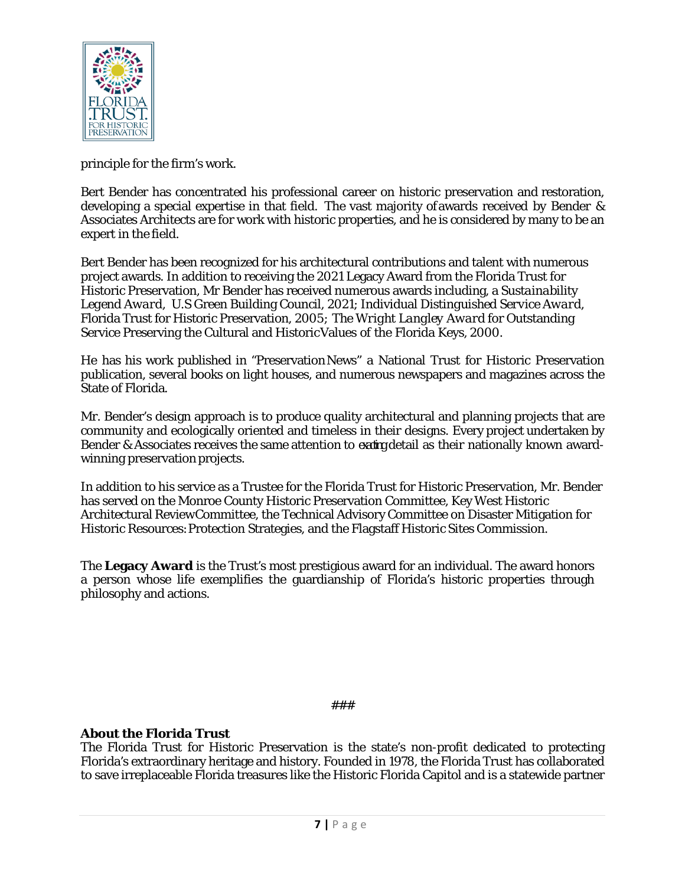principle for the firm's work.

Bert Bender has concentrated his professional career on historic preservation and restoration, developing a special expertise in that field. The vast majority of awards received by Bender & Associates Architects are for work with historic properties, and he is considered by many to be an expert in the field.

Bert Bender has been recognized for his architectural contributions and talent with numerous project awards. In addition to receiving the 2021 Legacy Award from the Florida Trust for Historic Preservation, Mr Bender has received numerous awards including, a *Sustainability Legend Award*, U.S Green Building Council, 2021; Individual Distinguished Service *Award*, Florida Trust for Historic Preservation, 2005; *The Wright Langley Award* for Outstanding Service Preserving the Cultural and Historic Values of the Florida Keys, 2000.

He has his work published in "Preservation News" a National Trust for Historic Preservation publication, several books on light houses, and numerous newspapers and magazines across the State of Florida.

Mr. Bender's design approach is to produce quality architectural and planning projects that are community and ecologically oriented and timeless in their designs. Every project undertaken by Bender & Associates receives the same attention to exacting detail as their nationally known award-winning preservation projects.

In addition to his service as a Trustee for the Florida Trust for Historic Preservation, Mr. Bender has served on the Monroe County Historic Preservation Committee, Key West Historic Architectural Review Committee, the Technical Advisory Committee on Disaster Mitigation for Historic Resources: Protection Strategies, and the Flagstaff Historic Sites Commission.

The **Legacy Award** is the Trust's most prestigious award for an individual. The award honors a person whose life exemplifies the guardianship of Florida's historic properties through philosophy and actions.

###

**About the Florida Trust**

The Florida Trust for Historic Preservation is the state's non-profit dedicated to protecting Florida's extraordinary heritage and history. Founded in 1978, the Florida Trust has collaborated to save irreplaceable Florida treasures like the Historic Florida Capitol and is a statewide partner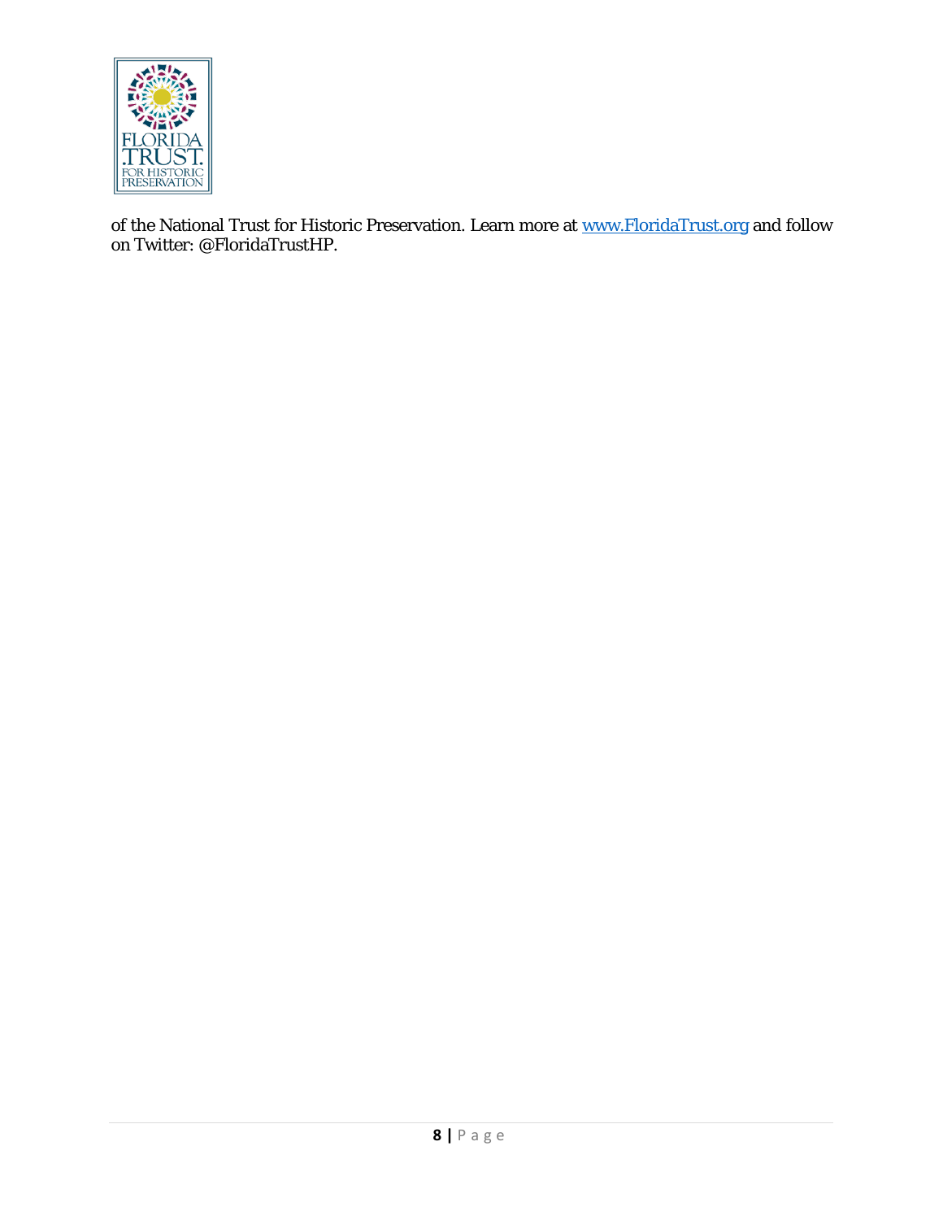of the National Trust for Historic Preservation. Learn more at [www.FloridaTrust.org](http://www.FloridaTrust.org) and follow on Twitter: @FloridaTrustHP.